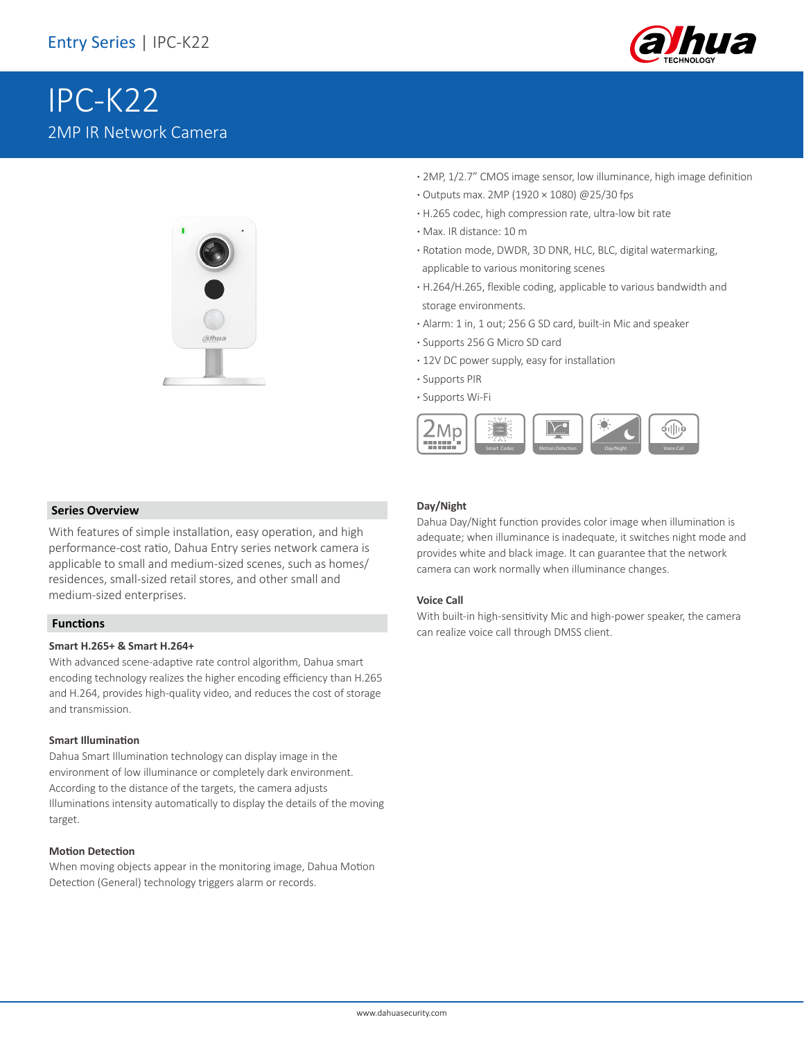Entry Series | IPC-K22

# IPC-K22

2MP IR Network Camera

- 2MP, 1/2.7" CMOS image sensor, low illuminance, high image definition
- Outputs max. 2MP (1920 × 1080) @25/30 fps
- H.265 codec, high compression rate, ultra-low bit rate
- Max. IR distance: 10 m
- Rotation mode, DWDR, 3D DNR, HLC, BLC, digital watermarking, applicable to various monitoring scenes
- H.264/H.265, flexible coding, applicable to various bandwidth and storage environments.
- Alarm: 1 in, 1 out; 256 G SD card, built-in Mic and speaker
- Supports 256 G Micro SD card
- 12V DC power supply, easy for installation
- Supports PIR
- Supports Wi-Fi

## Series Overview

With features of simple installation, easy operation, and high performance-cost ratio, Dahua Entry series network camera is applicable to small and medium-sized scenes, such as homes/ residences, small-sized retail stores, and other small and medium-sized enterprises.

## Functions

### Smart H.265+ & Smart H.264+

With advanced scene-adaptive rate control algorithm, Dahua smart encoding technology realizes the higher encoding efficiency than H.265 and H.264, provides high-quality video, and reduces the cost of storage and transmission.

### Smart Illumination

Dahua Smart Illumination technology can display image in the environment of low illuminance or completely dark environment. According to the distance of the targets, the camera adjusts Illuminations intensity automatically to display the details of the moving target.

### Motion Detection

When moving objects appear in the monitoring image, Dahua Motion Detection (General) technology triggers alarm or records.

### Day/Night

Dahua Day/Night function provides color image when illumination is adequate; when illuminance is inadequate, it switches night mode and provides white and black image. It can guarantee that the network camera can work normally when illuminance changes.

### Voice Call

With built-in high-sensitivity Mic and high-power speaker, the camera can realize voice call through DMSS client.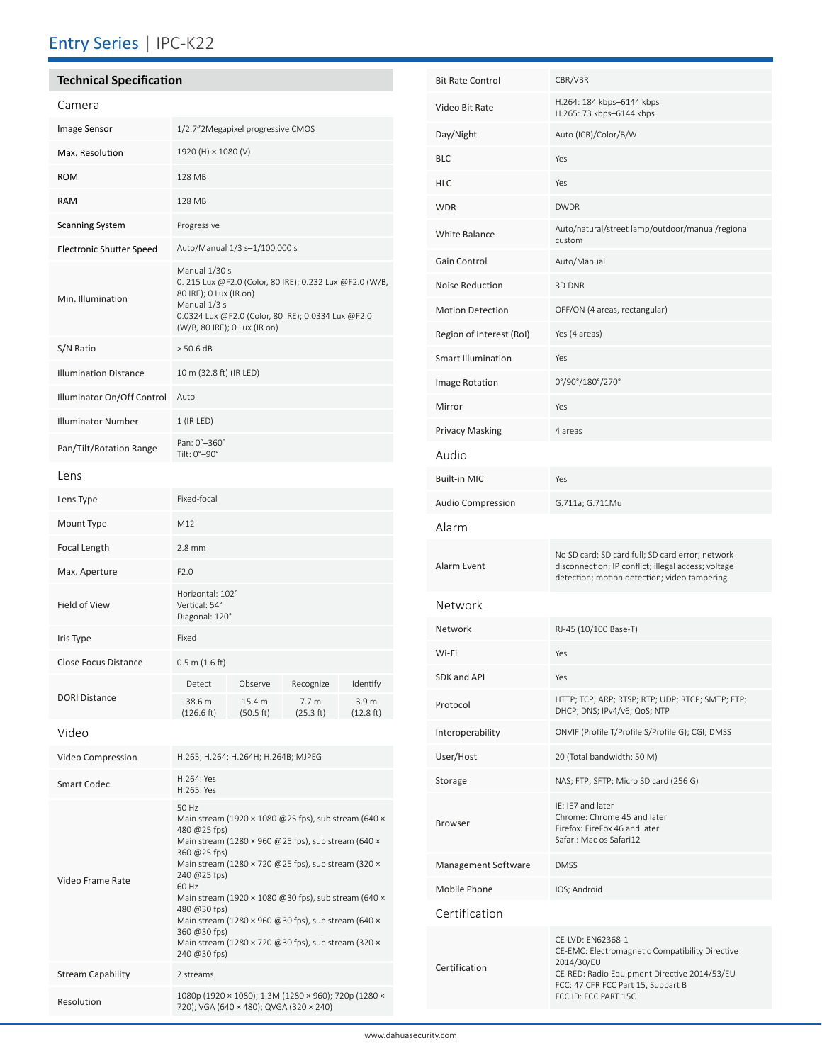# Entry Series | IPC-K22

## Technical Specification

### Camera

| | |
|---|---|
| Image Sensor | 1/2.7"2Megapixel progressive CMOS |
| Max. Resolution | 1920 (H) × 1080 (V) |
| ROM | 128 MB |
| RAM | 128 MB |
| Scanning System | Progressive |
| Electronic Shutter Speed | Auto/Manual 1/3 s–1/100,000 s |
| Min. Illumination | Manual 1/30 s<br>0. 215 Lux @F2.0 (Color, 80 IRE); 0.232 Lux @F2.0 (W/B, 80 IRE); 0 Lux (IR on)<br>Manual 1/3 s<br>0.0324 Lux @F2.0 (Color, 80 IRE); 0.0334 Lux @F2.0 (W/B, 80 IRE); 0 Lux (IR on) |
| S/N Ratio | > 50.6 dB |
| Illumination Distance | 10 m (32.8 ft) (IR LED) |
| Illuminator On/Off Control | Auto |
| Illuminator Number | 1 (IR LED) |
| Pan/Tilt/Rotation Range | Pan: 0°–360°<br>Tilt: 0°–90° |

### Lens

| | | | | |
|---|---|---|---|---|
| Lens Type | Fixed-focal | | | |
| Mount Type | M12 | | | |
| Focal Length | 2.8 mm | | | |
| Max. Aperture | F2.0 | | | |
| Field of View | Horizontal: 102°<br>Vertical: 54°<br>Diagonal: 120° | | | |
| Iris Type | Fixed | | | |
| Close Focus Distance | 0.5 m (1.6 ft) | | | |
| DORI Distance | Detect | Observe | Recognize | Identify |
| | 38.6 m (126.6 ft) | 15.4 m (50.5 ft) | 7.7 m (25.3 ft) | 3.9 m (12.8 ft) |

### Video

| | |
|---|---|
| Video Compression | H.265; H.264; H.264H; H.264B; MJPEG |
| Smart Codec | H.264: Yes<br>H.265: Yes |
| Video Frame Rate | 50 Hz<br>Main stream (1920 × 1080 @25 fps), sub stream (640 × 480 @25 fps)<br>Main stream (1280 × 960 @25 fps), sub stream (640 × 360 @25 fps)<br>Main stream (1280 × 720 @25 fps), sub stream (320 × 240 @25 fps)<br>60 Hz<br>Main stream (1920 × 1080 @30 fps), sub stream (640 × 480 @30 fps)<br>Main stream (1280 × 960 @30 fps), sub stream (640 × 360 @30 fps)<br>Main stream (1280 × 720 @30 fps), sub stream (320 × 240 @30 fps) |
| Stream Capability | 2 streams |
| Resolution | 1080p (1920 × 1080); 1.3M (1280 × 960); 720p (1280 × 720); VGA (640 × 480); QVGA (320 × 240) |
| Bit Rate Control | CBR/VBR |
| Video Bit Rate | H.264: 184 kbps–6144 kbps<br>H.265: 73 kbps–6144 kbps |
| Day/Night | Auto (ICR)/Color/B/W |
| BLC | Yes |
| HLC | Yes |
| WDR | DWDR |
| White Balance | Auto/natural/street lamp/outdoor/manual/regional custom |
| Gain Control | Auto/Manual |
| Noise Reduction | 3D DNR |
| Motion Detection | OFF/ON (4 areas, rectangular) |
| Region of Interest (RoI) | Yes (4 areas) |
| Smart Illumination | Yes |
| Image Rotation | 0°/90°/180°/270° |
| Mirror | Yes |
| Privacy Masking | 4 areas |

### Audio

| | |
|---|---|
| Built-in MIC | Yes |
| Audio Compression | G.711a; G.711Mu |

### Alarm

| | |
|---|---|
| Alarm Event | No SD card; SD card full; SD card error; network disconnection; IP conflict; illegal access; voltage detection; motion detection; video tampering |

### Network

| | |
|---|---|
| Network | RJ-45 (10/100 Base-T) |
| Wi-Fi | Yes |
| SDK and API | Yes |
| Protocol | HTTP; TCP; ARP; RTSP; RTP; UDP; RTCP; SMTP; FTP; DHCP; DNS; IPv4/v6; QoS; NTP |
| Interoperability | ONVIF (Profile T/Profile S/Profile G); CGI; DMSS |
| User/Host | 20 (Total bandwidth: 50 M) |
| Storage | NAS; FTP; SFTP; Micro SD card (256 G) |
| Browser | IE: IE7 and later<br>Chrome: Chrome 45 and later<br>Firefox: FireFox 46 and later<br>Safari: Mac os Safari12 |
| Management Software | DMSS |
| Mobile Phone | IOS; Android |

### Certification

| | |
|---|---|
| Certification | CE-LVD: EN62368-1<br>CE-EMC: Electromagnetic Compatibility Directive 2014/30/EU<br>CE-RED: Radio Equipment Directive 2014/53/EU<br>FCC: 47 CFR FCC Part 15, Subpart B<br>FCC ID: FCC PART 15C |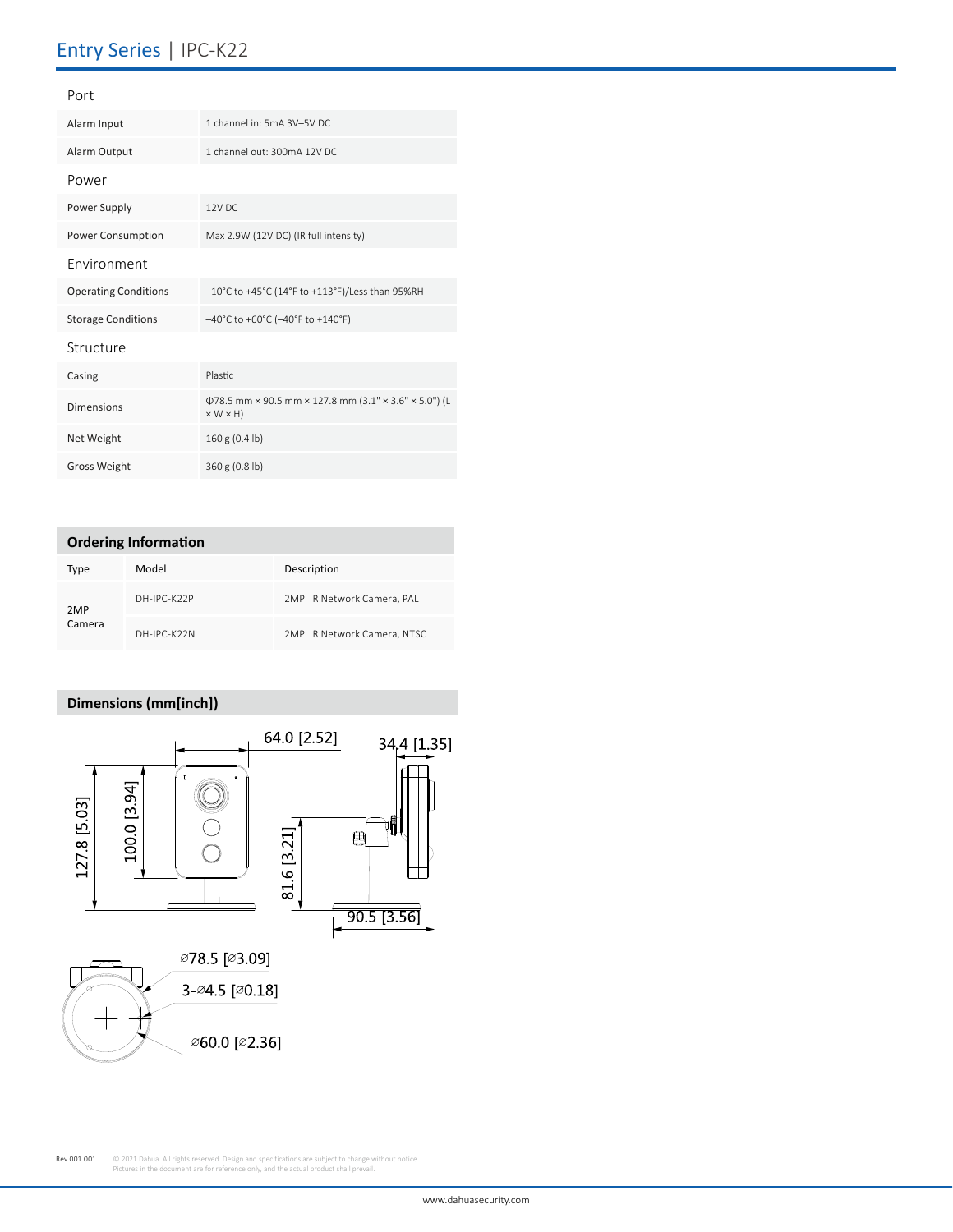## Port

| | |
|---|---|
| Alarm Input | 1 channel in: 5mA 3V–5V DC |
| Alarm Output | 1 channel out: 300mA 12V DC |

## Power

| | |
|---|---|
| Power Supply | 12V DC |
| Power Consumption | Max 2.9W (12V DC) (IR full intensity) |

## Environment

| | |
|---|---|
| Operating Conditions | –10°C to +45°C (14°F to +113°F)/Less than 95%RH |
| Storage Conditions | –40°C to +60°C (–40°F to +140°F) |

## Structure

| | |
|---|---|
| Casing | Plastic |
| Dimensions | Φ78.5 mm × 90.5 mm × 127.8 mm (3.1" × 3.6" × 5.0") (L × W × H) |
| Net Weight | 160 g (0.4 lb) |
| Gross Weight | 360 g (0.8 lb) |

## Ordering Information

| Type | Model | Description |
|---|---|---|
| 2MP Camera | DH-IPC-K22P | 2MP IR Network Camera, PAL |
| | DH-IPC-K22N | 2MP IR Network Camera, NTSC |

## Dimensions (mm[inch])

64.0 [2.52]

34.4 [1.35]

127.8 [5.03]

100.0 [3.94]

81.6 [3.21]

90.5 [3.56]

⌀78.5 [⌀3.09]

3-⌀4.5 [⌀0.18]

⌀60.0 [⌀2.36]

Rev 001.001 © 2021 Dahua. All rights reserved. Design and specifications are subject to change without notice. Pictures in the document are for reference only, and the actual product shall prevail.

www.dahuasecurity.com